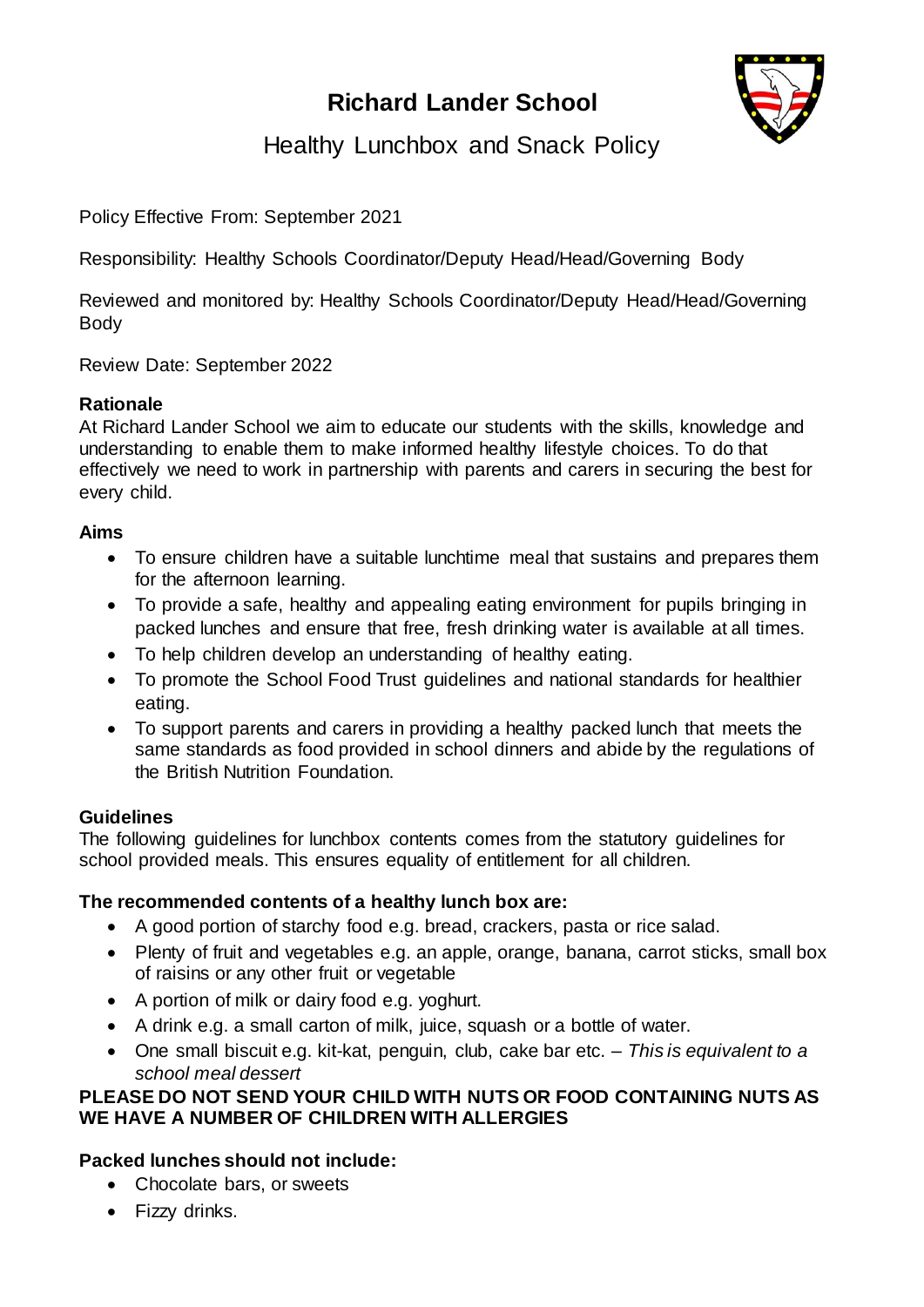# Richard Lander School

## Healthy Lunchbox and Snack Policy

Policy Effective From: September 2021

Responsibility: Healthy Schools Coordinator/Deputy Head/Head/Governing Body

Reviewed and monitored by: Healthy Schools Coordinator/Deputy Head/Head/Governing Body

Review Date: September 2022

**Rationale**

At Richard Lander School we aim to educate our students with the skills, knowledge and understanding to enable them to make informed healthy lifestyle choices. To do that effectively we need to work in partnership with parents and carers in securing the best for every child.

**Aims**

- To ensure children have a suitable lunchtime meal that sustains and prepares them for the afternoon learning.
- To provide a safe, healthy and appealing eating environment for pupils bringing in packed lunches and ensure that free, fresh drinking water is available at all times.
- To help children develop an understanding of healthy eating.
- To promote the School Food Trust guidelines and national standards for healthier eating.
- To support parents and carers in providing a healthy packed lunch that meets the same standards as food provided in school dinners and abide by the regulations of the British Nutrition Foundation.

**Guidelines**

The following guidelines for lunchbox contents comes from the statutory guidelines for school provided meals. This ensures equality of entitlement for all children.

**The recommended contents of a healthy lunch box are:**

- A good portion of starchy food e.g. bread, crackers, pasta or rice salad.
- Plenty of fruit and vegetables e.g. an apple, orange, banana, carrot sticks, small box of raisins or any other fruit or vegetable
- A portion of milk or dairy food e.g. yoghurt.
- A drink e.g. a small carton of milk, juice, squash or a bottle of water.
- One small biscuit e.g. kit-kat, penguin, club, cake bar etc. – *This is equivalent to a school meal dessert*

**PLEASE DO NOT SEND YOUR CHILD WITH NUTS OR FOOD CONTAINING NUTS AS WE HAVE A NUMBER OF CHILDREN WITH ALLERGIES**

**Packed lunches should not include:**

- Chocolate bars, or sweets
- Fizzy drinks.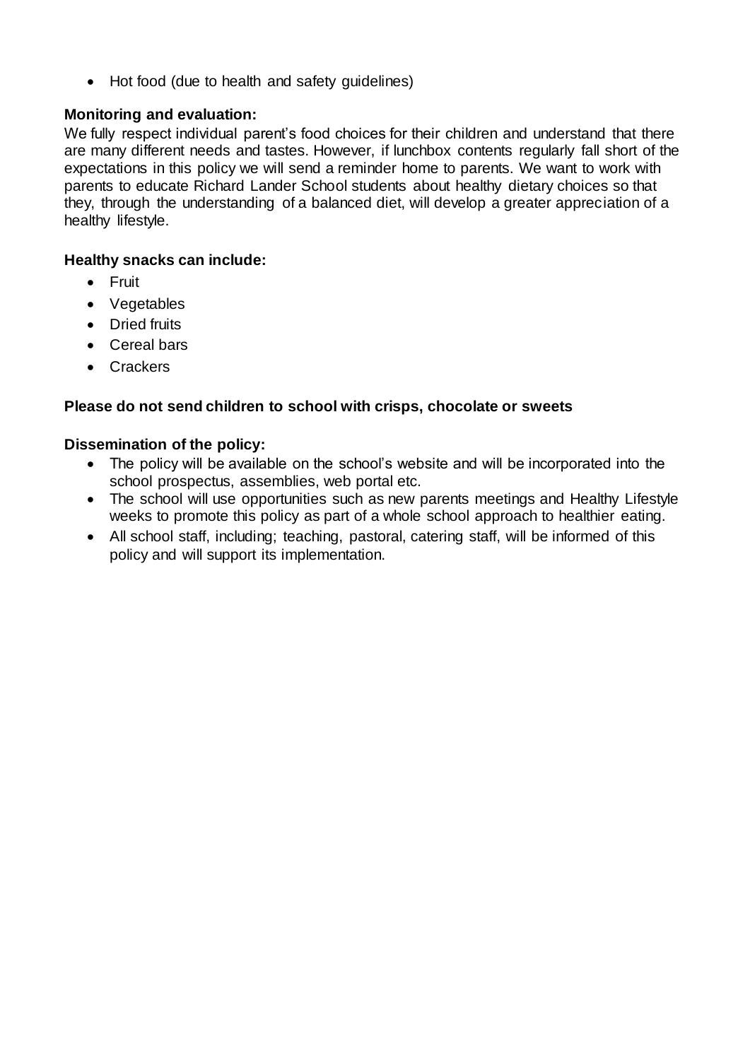- Hot food (due to health and safety guidelines)

**Monitoring and evaluation:**

We fully respect individual parent's food choices for their children and understand that there are many different needs and tastes. However, if lunchbox contents regularly fall short of the expectations in this policy we will send a reminder home to parents. We want to work with parents to educate Richard Lander School students about healthy dietary choices so that they, through the understanding of a balanced diet, will develop a greater appreciation of a healthy lifestyle.

**Healthy snacks can include:**

- Fruit
- Vegetables
- Dried fruits
- Cereal bars
- Crackers

**Please do not send children to school with crisps, chocolate or sweets**

**Dissemination of the policy:**

- The policy will be available on the school's website and will be incorporated into the school prospectus, assemblies, web portal etc.
- The school will use opportunities such as new parents meetings and Healthy Lifestyle weeks to promote this policy as part of a whole school approach to healthier eating.
- All school staff, including; teaching, pastoral, catering staff, will be informed of this policy and will support its implementation.